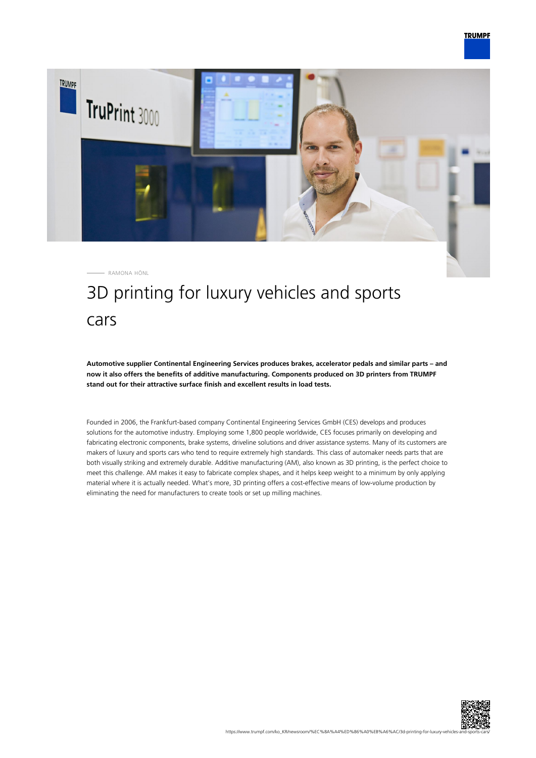RAMONA HÖNL

# 3D printing for luxury vehicles and sports cars

**Automotive supplier Continental Engineering Services produces brakes, accelerator pedals and similar parts – and now it also offers the benefits of additive manufacturing. Components produced on 3D printers from TRUMPF stand out for their attractive surface finish and excellent results in load tests.**

Founded in 2006, the Frankfurt-based company Continental Engineering Services GmbH (CES) develops and produces solutions for the automotive industry. Employing some 1,800 people worldwide, CES focuses primarily on developing and fabricating electronic components, brake systems, driveline solutions and driver assistance systems. Many of its customers are makers of luxury and sports cars who tend to require extremely high standards. This class of automaker needs parts that are both visually striking and extremely durable. Additive manufacturing (AM), also known as 3D printing, is the perfect choice to meet this challenge. AM makes it easy to fabricate complex shapes, and it helps keep weight to a minimum by only applying material where it is actually needed. What's more, 3D printing offers a cost-effective means of low-volume production by eliminating the need for manufacturers to create tools or set up milling machines.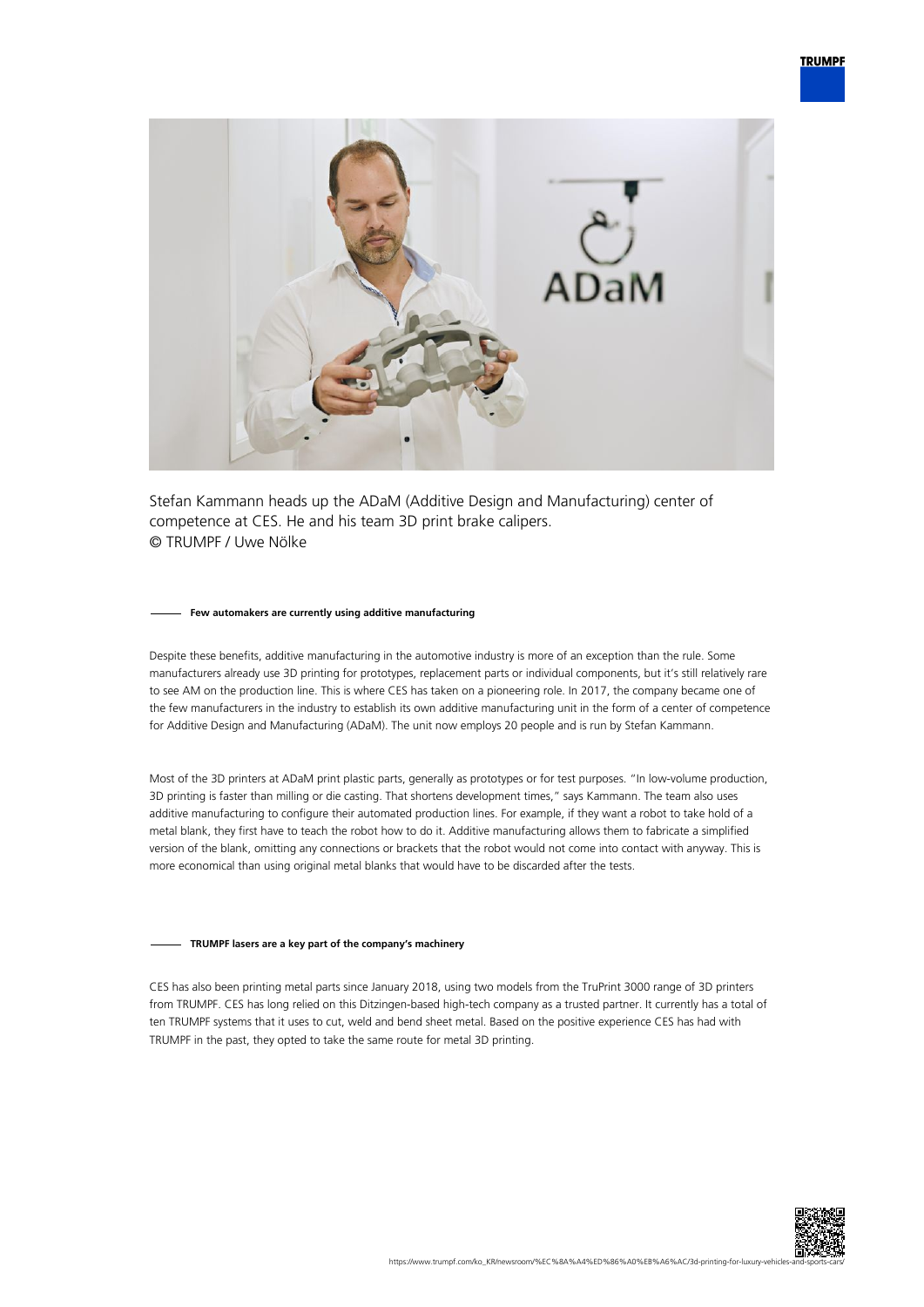Stefan Kammann heads up the ADaM (Additive Design and Manufacturing) center of competence at CES. He and his team 3D print brake calipers.
© TRUMPF / Uwe Nölke

#### Few automakers are currently using additive manufacturing

Despite these benefits, additive manufacturing in the automotive industry is more of an exception than the rule. Some manufacturers already use 3D printing for prototypes, replacement parts or individual components, but it's still relatively rare to see AM on the production line. This is where CES has taken on a pioneering role. In 2017, the company became one of the few manufacturers in the industry to establish its own additive manufacturing unit in the form of a center of competence for Additive Design and Manufacturing (ADaM). The unit now employs 20 people and is run by Stefan Kammann.

Most of the 3D printers at ADaM print plastic parts, generally as prototypes or for test purposes. "In low-volume production, 3D printing is faster than milling or die casting. That shortens development times," says Kammann. The team also uses additive manufacturing to configure their automated production lines. For example, if they want a robot to take hold of a metal blank, they first have to teach the robot how to do it. Additive manufacturing allows them to fabricate a simplified version of the blank, omitting any connections or brackets that the robot would not come into contact with anyway. This is more economical than using original metal blanks that would have to be discarded after the tests.

#### TRUMPF lasers are a key part of the company's machinery

CES has also been printing metal parts since January 2018, using two models from the TruPrint 3000 range of 3D printers from TRUMPF. CES has long relied on this Ditzingen-based high-tech company as a trusted partner. It currently has a total of ten TRUMPF systems that it uses to cut, weld and bend sheet metal. Based on the positive experience CES has had with TRUMPF in the past, they opted to take the same route for metal 3D printing.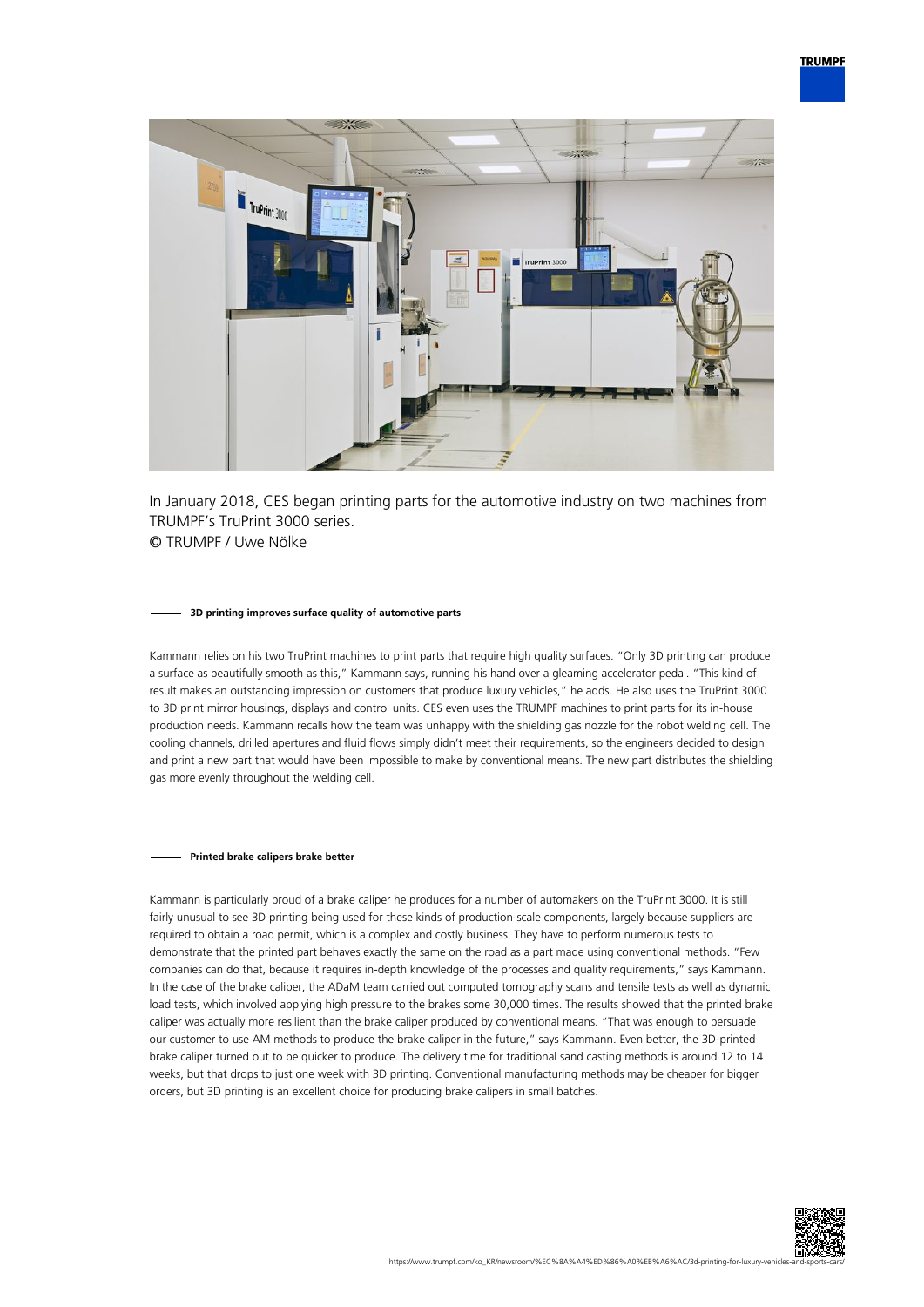In January 2018, CES began printing parts for the automotive industry on two machines from TRUMPF's TruPrint 3000 series.
© TRUMPF / Uwe Nölke

## 3D printing improves surface quality of automotive parts

Kammann relies on his two TruPrint machines to print parts that require high quality surfaces. "Only 3D printing can produce a surface as beautifully smooth as this," Kammann says, running his hand over a gleaming accelerator pedal. "This kind of result makes an outstanding impression on customers that produce luxury vehicles," he adds. He also uses the TruPrint 3000 to 3D print mirror housings, displays and control units. CES even uses the TRUMPF machines to print parts for its in-house production needs. Kammann recalls how the team was unhappy with the shielding gas nozzle for the robot welding cell. The cooling channels, drilled apertures and fluid flows simply didn't meet their requirements, so the engineers decided to design and print a new part that would have been impossible to make by conventional means. The new part distributes the shielding gas more evenly throughout the welding cell.

## Printed brake calipers brake better

Kammann is particularly proud of a brake caliper he produces for a number of automakers on the TruPrint 3000. It is still fairly unusual to see 3D printing being used for these kinds of production-scale components, largely because suppliers are required to obtain a road permit, which is a complex and costly business. They have to perform numerous tests to demonstrate that the printed part behaves exactly the same on the road as a part made using conventional methods. "Few companies can do that, because it requires in-depth knowledge of the processes and quality requirements," says Kammann. In the case of the brake caliper, the ADaM team carried out computed tomography scans and tensile tests as well as dynamic load tests, which involved applying high pressure to the brakes some 30,000 times. The results showed that the printed brake caliper was actually more resilient than the brake caliper produced by conventional means. "That was enough to persuade our customer to use AM methods to produce the brake caliper in the future," says Kammann. Even better, the 3D-printed brake caliper turned out to be quicker to produce. The delivery time for traditional sand casting methods is around 12 to 14 weeks, but that drops to just one week with 3D printing. Conventional manufacturing methods may be cheaper for bigger orders, but 3D printing is an excellent choice for producing brake calipers in small batches.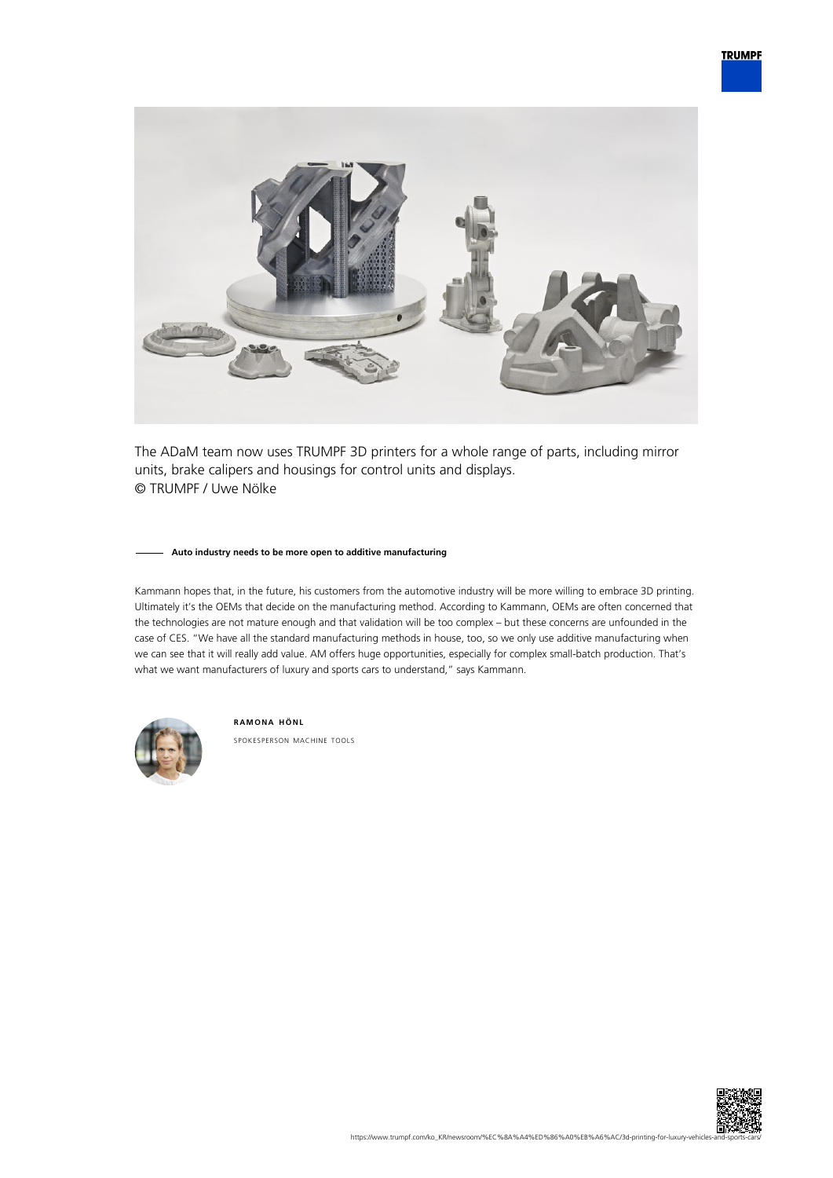The ADaM team now uses TRUMPF 3D printers for a whole range of parts, including mirror units, brake calipers and housings for control units and displays.
© TRUMPF / Uwe Nölke

### Auto industry needs to be more open to additive manufacturing

Kammann hopes that, in the future, his customers from the automotive industry will be more willing to embrace 3D printing. Ultimately it's the OEMs that decide on the manufacturing method. According to Kammann, OEMs are often concerned that the technologies are not mature enough and that validation will be too complex – but these concerns are unfounded in the case of CES. "We have all the standard manufacturing methods in house, too, so we only use additive manufacturing when we can see that it will really add value. AM offers huge opportunities, especially for complex small-batch production. That's what we want manufacturers of luxury and sports cars to understand," says Kammann.

**RAMONA HÖNL**

SPOKESPERSON MACHINE TOOLS